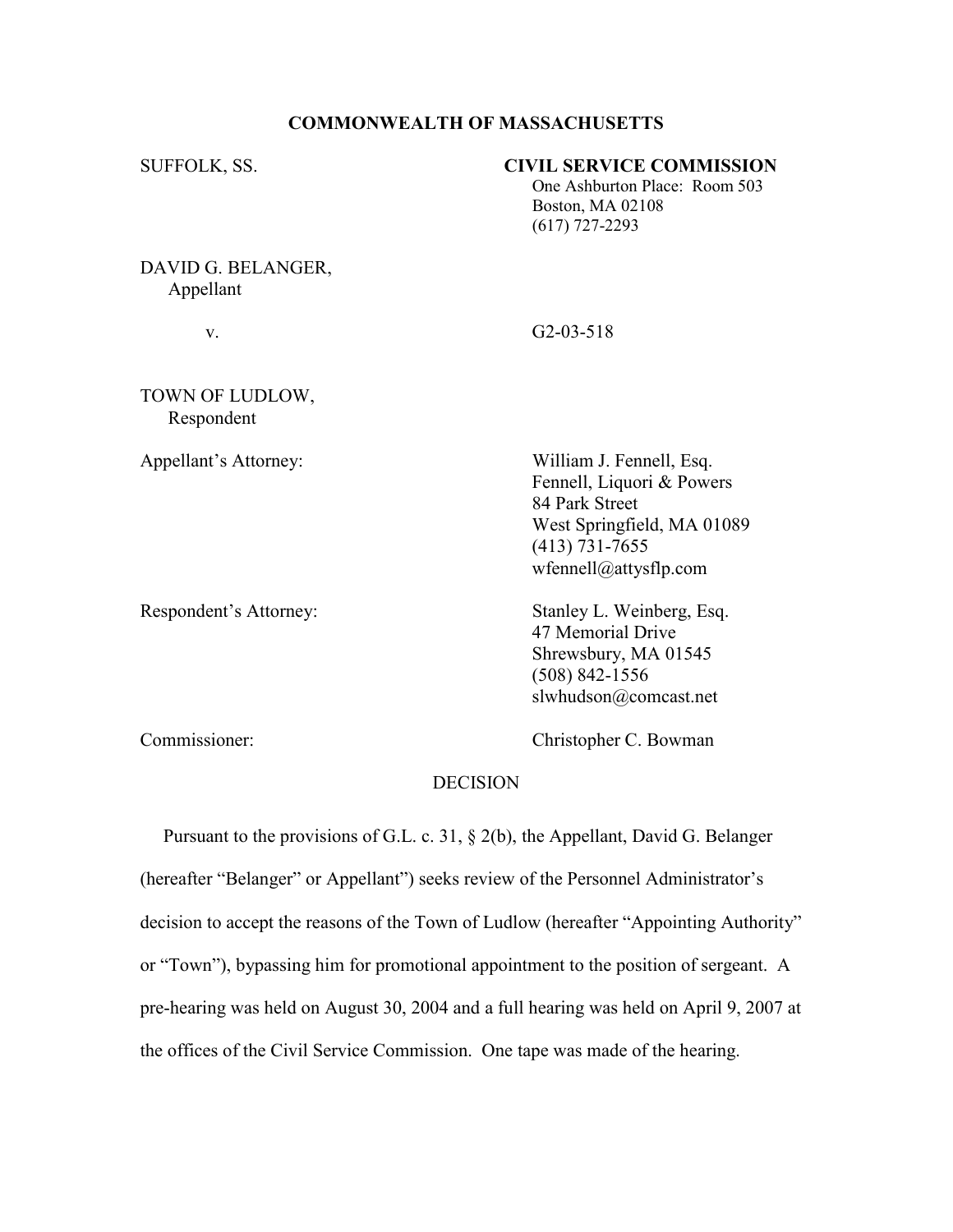**COMMONWEALTH OF MASSACHUSETTS**

SUFFOLK, SS.

**CIVIL SERVICE COMMISSION**
One Ashburton Place: Room 503
Boston, MA 02108
(617) 727-2293

DAVID G. BELANGER,
Appellant

v.

G2-03-518

TOWN OF LUDLOW,
Respondent

Appellant's Attorney:

William J. Fennell, Esq.
Fennell, Liquori & Powers
84 Park Street
West Springfield, MA 01089
(413) 731-7655
wfennell@attysflp.com

Respondent's Attorney:

Stanley L. Weinberg, Esq.
47 Memorial Drive
Shrewsbury, MA 01545
(508) 842-1556
slwhudson@comcast.net

Commissioner:

Christopher C. Bowman

DECISION

Pursuant to the provisions of G.L. c. 31, § 2(b), the Appellant, David G. Belanger (hereafter "Belanger" or Appellant") seeks review of the Personnel Administrator's decision to accept the reasons of the Town of Ludlow (hereafter "Appointing Authority" or "Town"), bypassing him for promotional appointment to the position of sergeant. A pre-hearing was held on August 30, 2004 and a full hearing was held on April 9, 2007 at the offices of the Civil Service Commission. One tape was made of the hearing.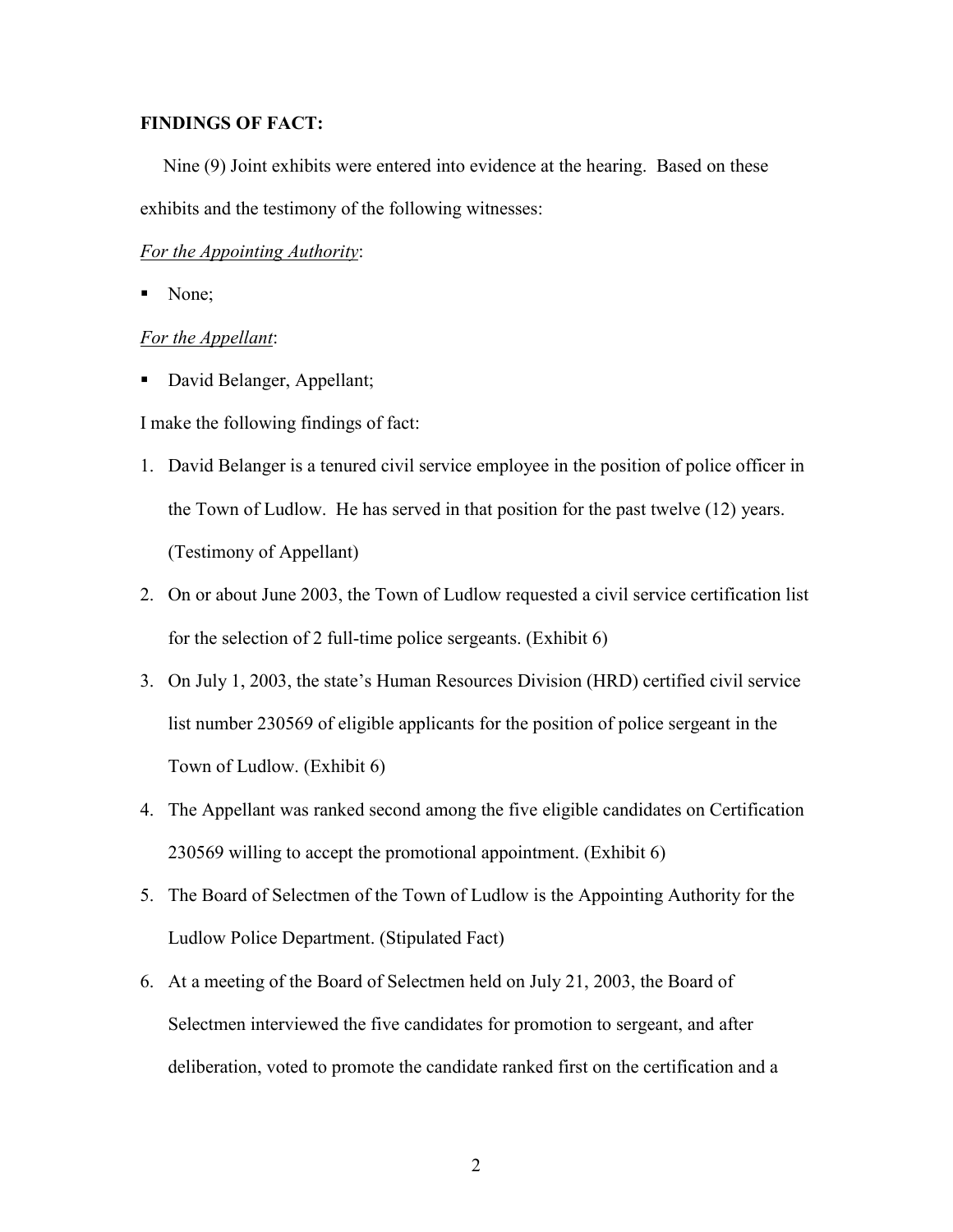**FINDINGS OF FACT:**

Nine (9) Joint exhibits were entered into evidence at the hearing. Based on these exhibits and the testimony of the following witnesses:

*For the Appointing Authority*:

- None;

*For the Appellant*:

- David Belanger, Appellant;

I make the following findings of fact:

1. David Belanger is a tenured civil service employee in the position of police officer in the Town of Ludlow. He has served in that position for the past twelve (12) years. (Testimony of Appellant)
2. On or about June 2003, the Town of Ludlow requested a civil service certification list for the selection of 2 full-time police sergeants. (Exhibit 6)
3. On July 1, 2003, the state's Human Resources Division (HRD) certified civil service list number 230569 of eligible applicants for the position of police sergeant in the Town of Ludlow. (Exhibit 6)
4. The Appellant was ranked second among the five eligible candidates on Certification 230569 willing to accept the promotional appointment. (Exhibit 6)
5. The Board of Selectmen of the Town of Ludlow is the Appointing Authority for the Ludlow Police Department. (Stipulated Fact)
6. At a meeting of the Board of Selectmen held on July 21, 2003, the Board of Selectmen interviewed the five candidates for promotion to sergeant, and after deliberation, voted to promote the candidate ranked first on the certification and a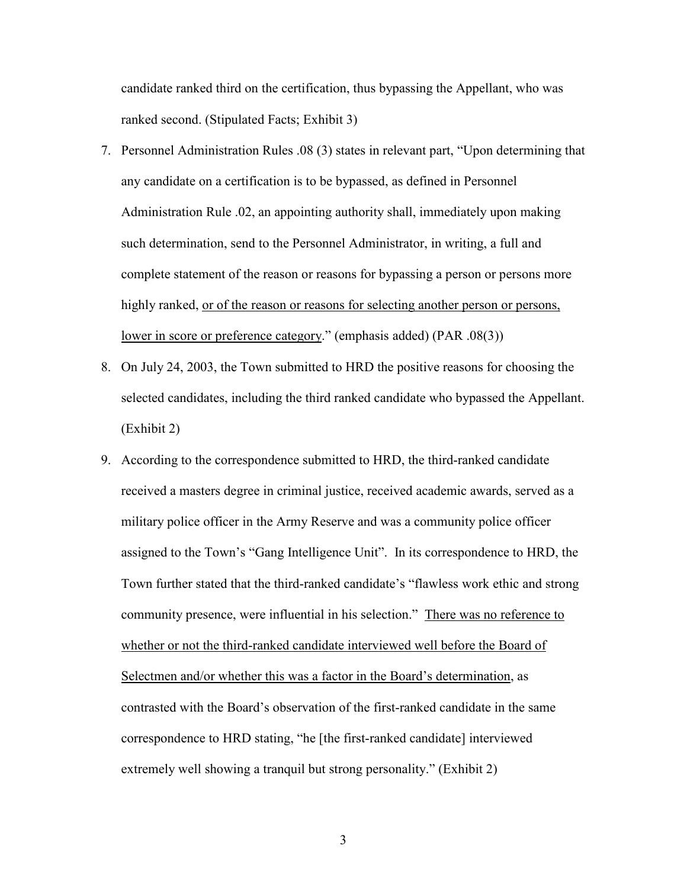candidate ranked third on the certification, thus bypassing the Appellant, who was ranked second. (Stipulated Facts; Exhibit 3)

7. Personnel Administration Rules .08 (3) states in relevant part, "Upon determining that any candidate on a certification is to be bypassed, as defined in Personnel Administration Rule .02, an appointing authority shall, immediately upon making such determination, send to the Personnel Administrator, in writing, a full and complete statement of the reason or reasons for bypassing a person or persons more highly ranked, <u>or of the reason or reasons for selecting another person or persons, lower in score or preference category</u>." (emphasis added) (PAR .08(3))
8. On July 24, 2003, the Town submitted to HRD the positive reasons for choosing the selected candidates, including the third ranked candidate who bypassed the Appellant. (Exhibit 2)
9. According to the correspondence submitted to HRD, the third-ranked candidate received a masters degree in criminal justice, received academic awards, served as a military police officer in the Army Reserve and was a community police officer assigned to the Town's "Gang Intelligence Unit". In its correspondence to HRD, the Town further stated that the third-ranked candidate's "flawless work ethic and strong community presence, were influential in his selection." <u>There was no reference to whether or not the third-ranked candidate interviewed well before the Board of Selectmen and/or whether this was a factor in the Board's determination</u>, as contrasted with the Board's observation of the first-ranked candidate in the same correspondence to HRD stating, "he [the first-ranked candidate] interviewed extremely well showing a tranquil but strong personality." (Exhibit 2)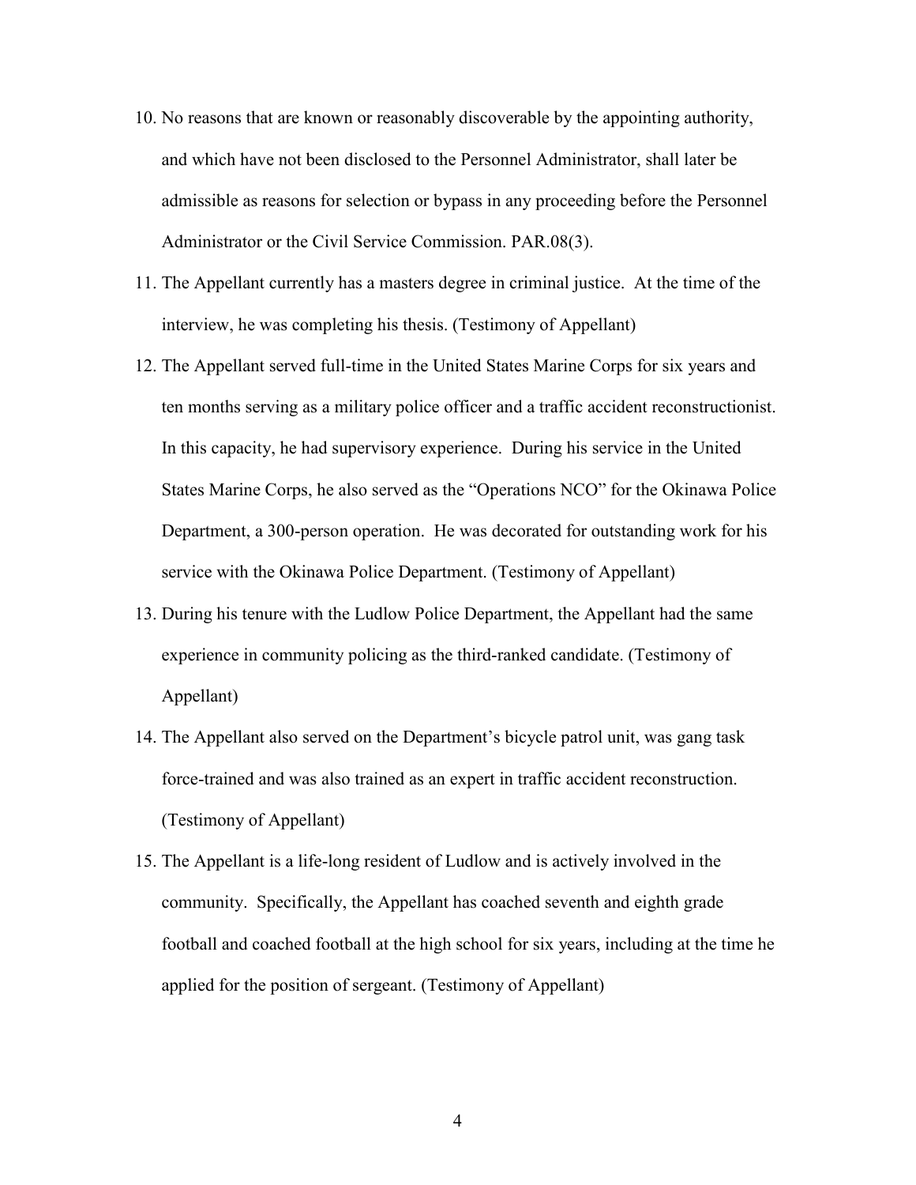10. No reasons that are known or reasonably discoverable by the appointing authority, and which have not been disclosed to the Personnel Administrator, shall later be admissible as reasons for selection or bypass in any proceeding before the Personnel Administrator or the Civil Service Commission. PAR.08(3).
11. The Appellant currently has a masters degree in criminal justice. At the time of the interview, he was completing his thesis. (Testimony of Appellant)
12. The Appellant served full-time in the United States Marine Corps for six years and ten months serving as a military police officer and a traffic accident reconstructionist. In this capacity, he had supervisory experience. During his service in the United States Marine Corps, he also served as the "Operations NCO" for the Okinawa Police Department, a 300-person operation. He was decorated for outstanding work for his service with the Okinawa Police Department. (Testimony of Appellant)
13. During his tenure with the Ludlow Police Department, the Appellant had the same experience in community policing as the third-ranked candidate. (Testimony of Appellant)
14. The Appellant also served on the Department's bicycle patrol unit, was gang task force-trained and was also trained as an expert in traffic accident reconstruction. (Testimony of Appellant)
15. The Appellant is a life-long resident of Ludlow and is actively involved in the community. Specifically, the Appellant has coached seventh and eighth grade football and coached football at the high school for six years, including at the time he applied for the position of sergeant. (Testimony of Appellant)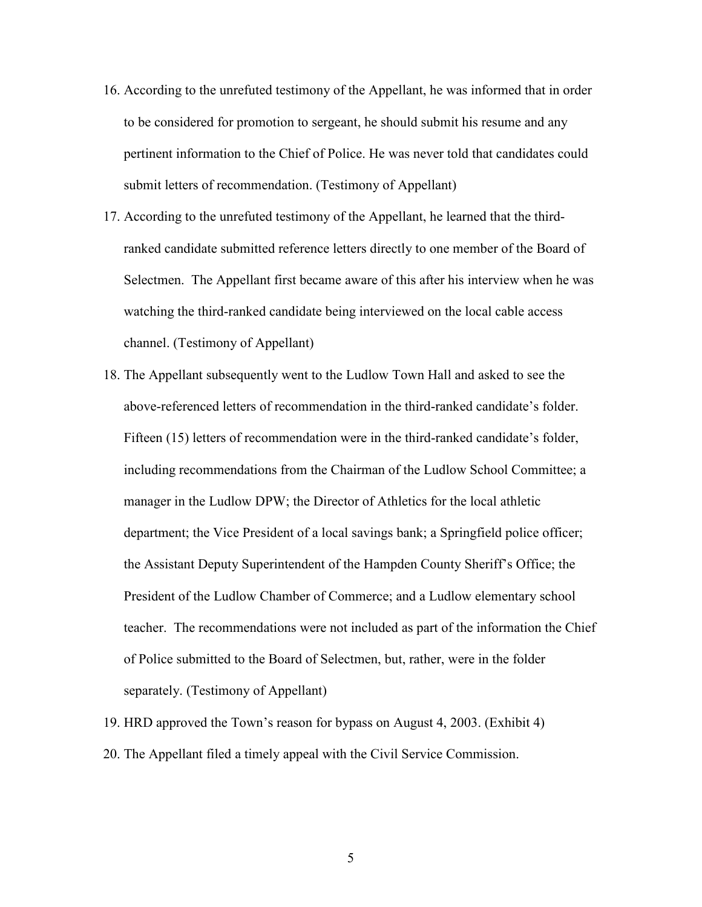16. According to the unrefuted testimony of the Appellant, he was informed that in order to be considered for promotion to sergeant, he should submit his resume and any pertinent information to the Chief of Police. He was never told that candidates could submit letters of recommendation. (Testimony of Appellant)
17. According to the unrefuted testimony of the Appellant, he learned that the third-ranked candidate submitted reference letters directly to one member of the Board of Selectmen. The Appellant first became aware of this after his interview when he was watching the third-ranked candidate being interviewed on the local cable access channel. (Testimony of Appellant)
18. The Appellant subsequently went to the Ludlow Town Hall and asked to see the above-referenced letters of recommendation in the third-ranked candidate's folder. Fifteen (15) letters of recommendation were in the third-ranked candidate's folder, including recommendations from the Chairman of the Ludlow School Committee; a manager in the Ludlow DPW; the Director of Athletics for the local athletic department; the Vice President of a local savings bank; a Springfield police officer; the Assistant Deputy Superintendent of the Hampden County Sheriff's Office; the President of the Ludlow Chamber of Commerce; and a Ludlow elementary school teacher. The recommendations were not included as part of the information the Chief of Police submitted to the Board of Selectmen, but, rather, were in the folder separately. (Testimony of Appellant)
19. HRD approved the Town's reason for bypass on August 4, 2003. (Exhibit 4)
20. The Appellant filed a timely appeal with the Civil Service Commission.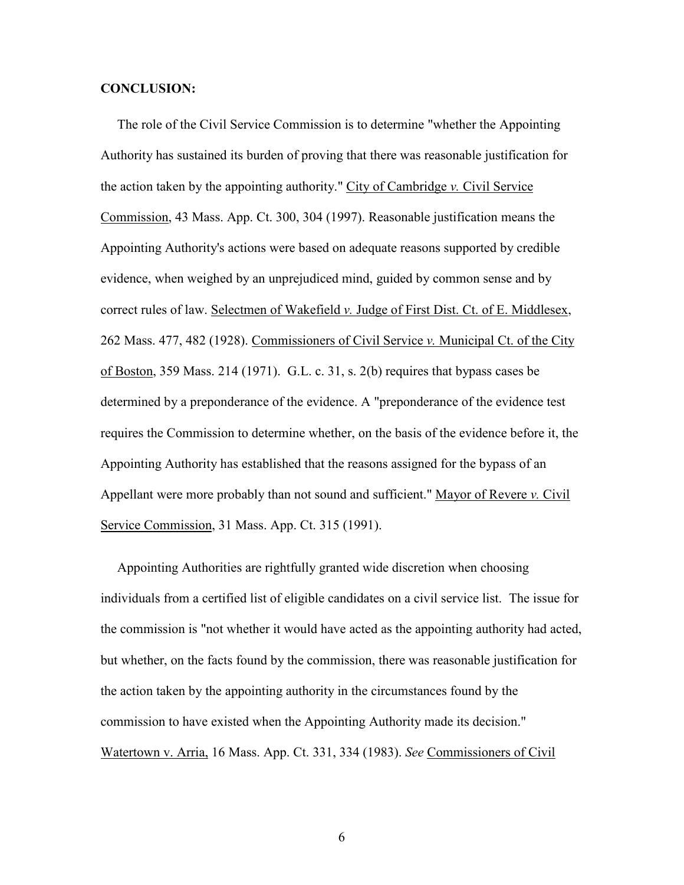**CONCLUSION:**

The role of the Civil Service Commission is to determine "whether the Appointing Authority has sustained its burden of proving that there was reasonable justification for the action taken by the appointing authority." City of Cambridge *v.* Civil Service Commission, 43 Mass. App. Ct. 300, 304 (1997). Reasonable justification means the Appointing Authority's actions were based on adequate reasons supported by credible evidence, when weighed by an unprejudiced mind, guided by common sense and by correct rules of law. Selectmen of Wakefield *v.* Judge of First Dist. Ct. of E. Middlesex, 262 Mass. 477, 482 (1928). Commissioners of Civil Service *v.* Municipal Ct. of the City of Boston, 359 Mass. 214 (1971). G.L. c. 31, s. 2(b) requires that bypass cases be determined by a preponderance of the evidence. A "preponderance of the evidence test requires the Commission to determine whether, on the basis of the evidence before it, the Appointing Authority has established that the reasons assigned for the bypass of an Appellant were more probably than not sound and sufficient." Mayor of Revere *v.* Civil Service Commission, 31 Mass. App. Ct. 315 (1991).

Appointing Authorities are rightfully granted wide discretion when choosing individuals from a certified list of eligible candidates on a civil service list. The issue for the commission is "not whether it would have acted as the appointing authority had acted, but whether, on the facts found by the commission, there was reasonable justification for the action taken by the appointing authority in the circumstances found by the commission to have existed when the Appointing Authority made its decision." Watertown v. Arria, 16 Mass. App. Ct. 331, 334 (1983). *See* Commissioners of Civil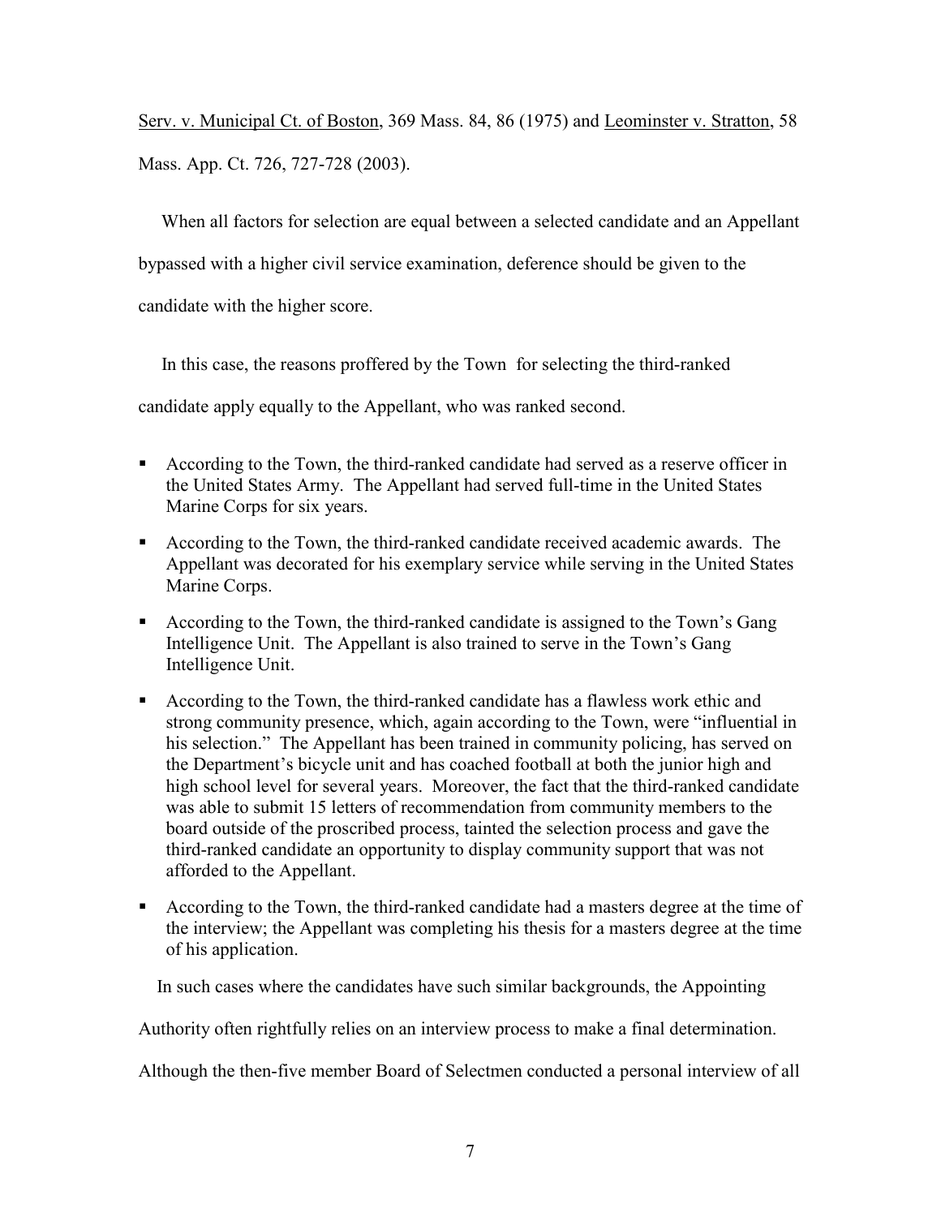Serv. v. Municipal Ct. of Boston, 369 Mass. 84, 86 (1975) and Leominster v. Stratton, 58 Mass. App. Ct. 726, 727-728 (2003).

When all factors for selection are equal between a selected candidate and an Appellant bypassed with a higher civil service examination, deference should be given to the candidate with the higher score.

In this case, the reasons proffered by the Town for selecting the third-ranked candidate apply equally to the Appellant, who was ranked second.

- According to the Town, the third-ranked candidate had served as a reserve officer in the United States Army. The Appellant had served full-time in the United States Marine Corps for six years.
- According to the Town, the third-ranked candidate received academic awards. The Appellant was decorated for his exemplary service while serving in the United States Marine Corps.
- According to the Town, the third-ranked candidate is assigned to the Town's Gang Intelligence Unit. The Appellant is also trained to serve in the Town's Gang Intelligence Unit.
- According to the Town, the third-ranked candidate has a flawless work ethic and strong community presence, which, again according to the Town, were "influential in his selection." The Appellant has been trained in community policing, has served on the Department's bicycle unit and has coached football at both the junior high and high school level for several years. Moreover, the fact that the third-ranked candidate was able to submit 15 letters of recommendation from community members to the board outside of the proscribed process, tainted the selection process and gave the third-ranked candidate an opportunity to display community support that was not afforded to the Appellant.
- According to the Town, the third-ranked candidate had a masters degree at the time of the interview; the Appellant was completing his thesis for a masters degree at the time of his application.

In such cases where the candidates have such similar backgrounds, the Appointing Authority often rightfully relies on an interview process to make a final determination. Although the then-five member Board of Selectmen conducted a personal interview of all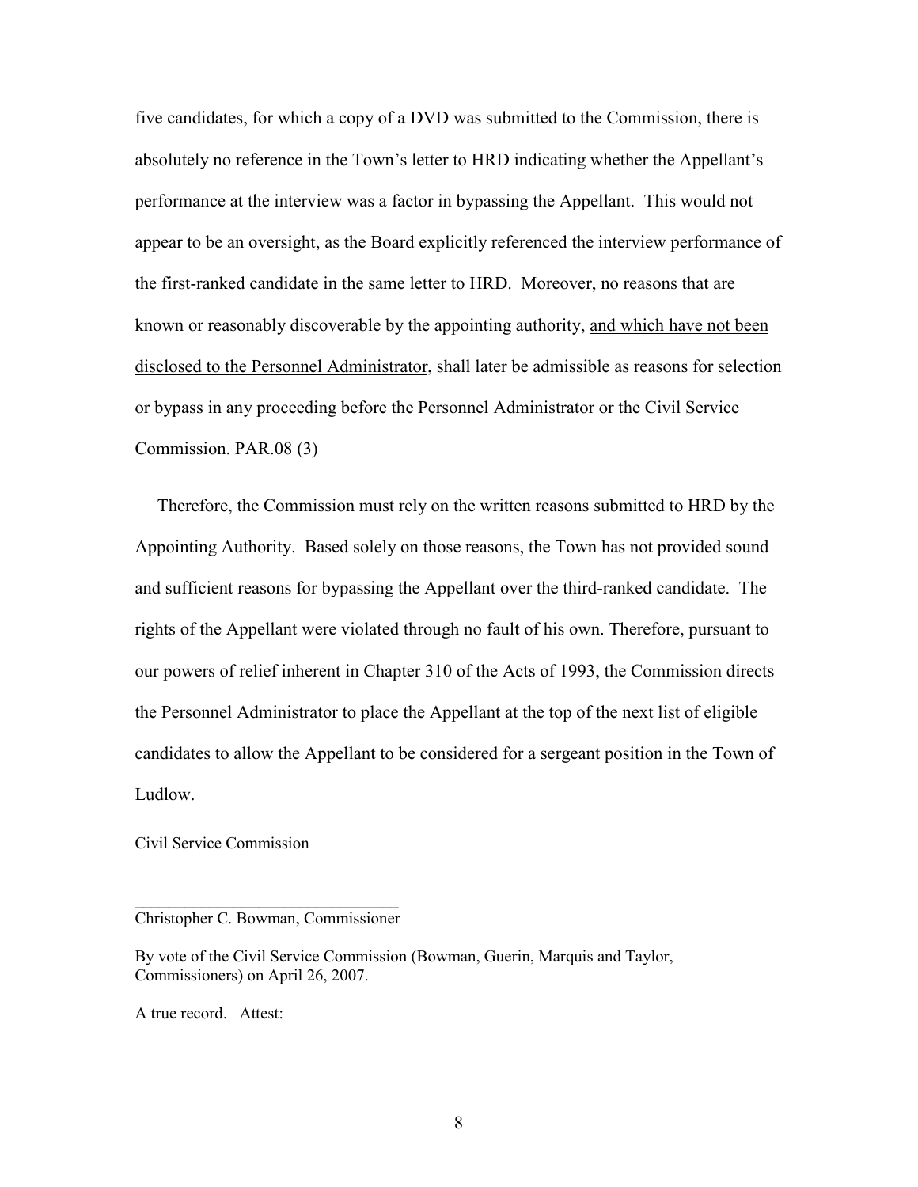five candidates, for which a copy of a DVD was submitted to the Commission, there is absolutely no reference in the Town's letter to HRD indicating whether the Appellant's performance at the interview was a factor in bypassing the Appellant. This would not appear to be an oversight, as the Board explicitly referenced the interview performance of the first-ranked candidate in the same letter to HRD. Moreover, no reasons that are known or reasonably discoverable by the appointing authority, <u>and which have not been disclosed to the Personnel Administrator</u>, shall later be admissible as reasons for selection or bypass in any proceeding before the Personnel Administrator or the Civil Service Commission. PAR.08 (3)

Therefore, the Commission must rely on the written reasons submitted to HRD by the Appointing Authority. Based solely on those reasons, the Town has not provided sound and sufficient reasons for bypassing the Appellant over the third-ranked candidate. The rights of the Appellant were violated through no fault of his own. Therefore, pursuant to our powers of relief inherent in Chapter 310 of the Acts of 1993, the Commission directs the Personnel Administrator to place the Appellant at the top of the next list of eligible candidates to allow the Appellant to be considered for a sergeant position in the Town of Ludlow.

Civil Service Commission

_______________________________
Christopher C. Bowman, Commissioner

By vote of the Civil Service Commission (Bowman, Guerin, Marquis and Taylor, Commissioners) on April 26, 2007.

A true record. Attest: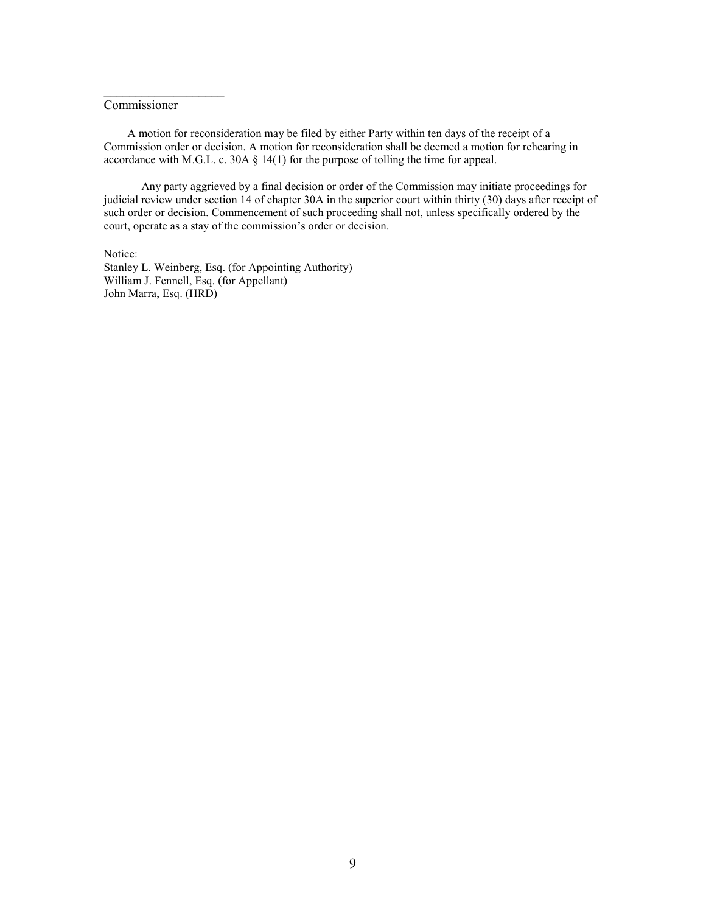\_\_\_\_\_\_\_\_\_\_\_\_\_\_\_\_\_\_\_\_

Commissioner

A motion for reconsideration may be filed by either Party within ten days of the receipt of a Commission order or decision. A motion for reconsideration shall be deemed a motion for rehearing in accordance with M.G.L. c. 30A § 14(1) for the purpose of tolling the time for appeal.

Any party aggrieved by a final decision or order of the Commission may initiate proceedings for judicial review under section 14 of chapter 30A in the superior court within thirty (30) days after receipt of such order or decision. Commencement of such proceeding shall not, unless specifically ordered by the court, operate as a stay of the commission's order or decision.

Notice:
Stanley L. Weinberg, Esq. (for Appointing Authority)
William J. Fennell, Esq. (for Appellant)
John Marra, Esq. (HRD)